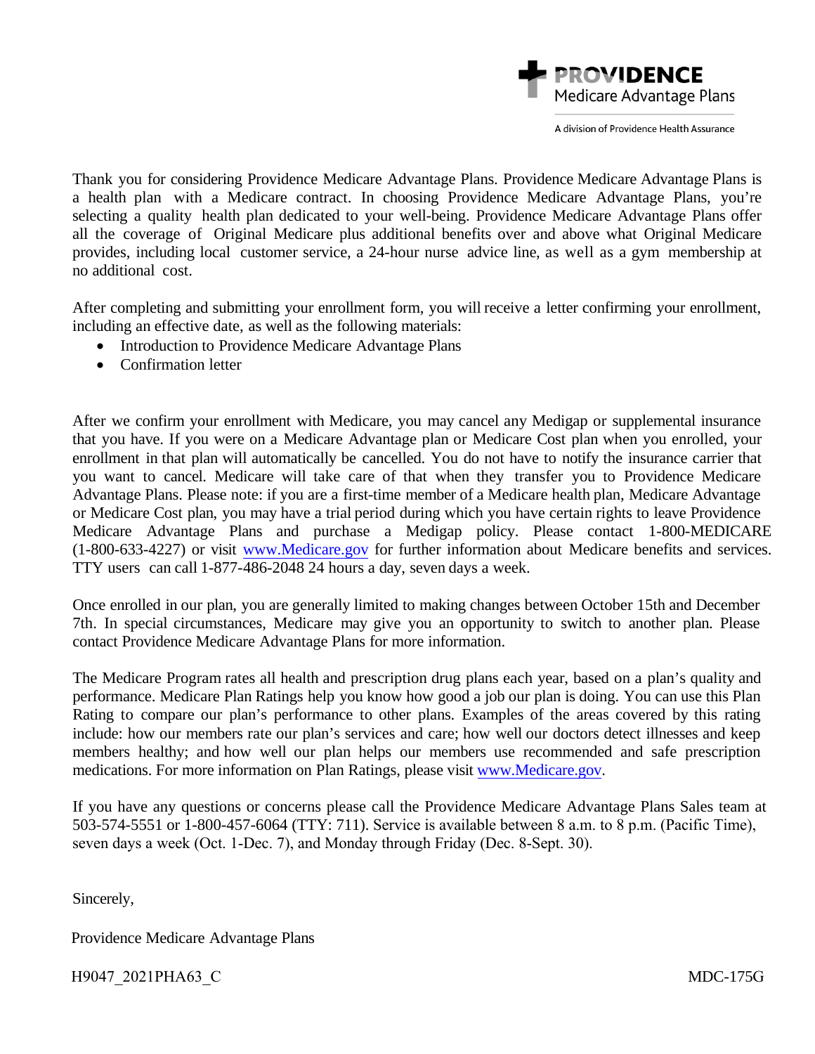**PROVIDENCE**
Medicare Advantage Plans

A division of Providence Health Assurance

Thank you for considering Providence Medicare Advantage Plans. Providence Medicare Advantage Plans is a health plan with a Medicare contract. In choosing Providence Medicare Advantage Plans, you're selecting a quality health plan dedicated to your well-being. Providence Medicare Advantage Plans offer all the coverage of Original Medicare plus additional benefits over and above what Original Medicare provides, including local customer service, a 24-hour nurse advice line, as well as a gym membership at no additional cost.

After completing and submitting your enrollment form, you will receive a letter confirming your enrollment, including an effective date, as well as the following materials:

- Introduction to Providence Medicare Advantage Plans
- Confirmation letter

After we confirm your enrollment with Medicare, you may cancel any Medigap or supplemental insurance that you have. If you were on a Medicare Advantage plan or Medicare Cost plan when you enrolled, your enrollment in that plan will automatically be cancelled. You do not have to notify the insurance carrier that you want to cancel. Medicare will take care of that when they transfer you to Providence Medicare Advantage Plans. Please note: if you are a first-time member of a Medicare health plan, Medicare Advantage or Medicare Cost plan, you may have a trial period during which you have certain rights to leave Providence Medicare Advantage Plans and purchase a Medigap policy. Please contact 1-800-MEDICARE (1-800-633-4227) or visit www.Medicare.gov for further information about Medicare benefits and services. TTY users can call 1-877-486-2048 24 hours a day, seven days a week.

Once enrolled in our plan, you are generally limited to making changes between October 15th and December 7th. In special circumstances, Medicare may give you an opportunity to switch to another plan. Please contact Providence Medicare Advantage Plans for more information.

The Medicare Program rates all health and prescription drug plans each year, based on a plan's quality and performance. Medicare Plan Ratings help you know how good a job our plan is doing. You can use this Plan Rating to compare our plan's performance to other plans. Examples of the areas covered by this rating include: how our members rate our plan's services and care; how well our doctors detect illnesses and keep members healthy; and how well our plan helps our members use recommended and safe prescription medications. For more information on Plan Ratings, please visit www.Medicare.gov.

If you have any questions or concerns please call the Providence Medicare Advantage Plans Sales team at 503-574-5551 or 1-800-457-6064 (TTY: 711). Service is available between 8 a.m. to 8 p.m. (Pacific Time), seven days a week (Oct. 1-Dec. 7), and Monday through Friday (Dec. 8-Sept. 30).

Sincerely,

Providence Medicare Advantage Plans

H9047_2021PHA63_C MDC-175G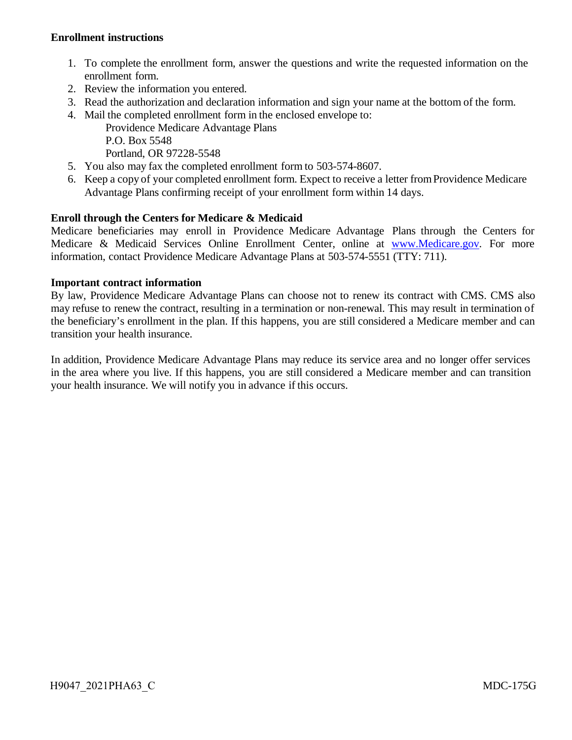**Enrollment instructions**

1. To complete the enrollment form, answer the questions and write the requested information on the enrollment form.
2. Review the information you entered.
3. Read the authorization and declaration information and sign your name at the bottom of the form.
4. Mail the completed enrollment form in the enclosed envelope to:
   Providence Medicare Advantage Plans
   P.O. Box 5548
   Portland, OR 97228-5548
5. You also may fax the completed enrollment form to 503-574-8607.
6. Keep a copy of your completed enrollment form. Expect to receive a letter from Providence Medicare Advantage Plans confirming receipt of your enrollment form within 14 days.

**Enroll through the Centers for Medicare & Medicaid**

Medicare beneficiaries may enroll in Providence Medicare Advantage Plans through the Centers for Medicare & Medicaid Services Online Enrollment Center, online at www.Medicare.gov. For more information, contact Providence Medicare Advantage Plans at 503-574-5551 (TTY: 711).

**Important contract information**

By law, Providence Medicare Advantage Plans can choose not to renew its contract with CMS. CMS also may refuse to renew the contract, resulting in a termination or non-renewal. This may result in termination of the beneficiary's enrollment in the plan. If this happens, you are still considered a Medicare member and can transition your health insurance.

In addition, Providence Medicare Advantage Plans may reduce its service area and no longer offer services in the area where you live. If this happens, you are still considered a Medicare member and can transition your health insurance. We will notify you in advance if this occurs.

H9047_2021PHA63_C

MDC-175G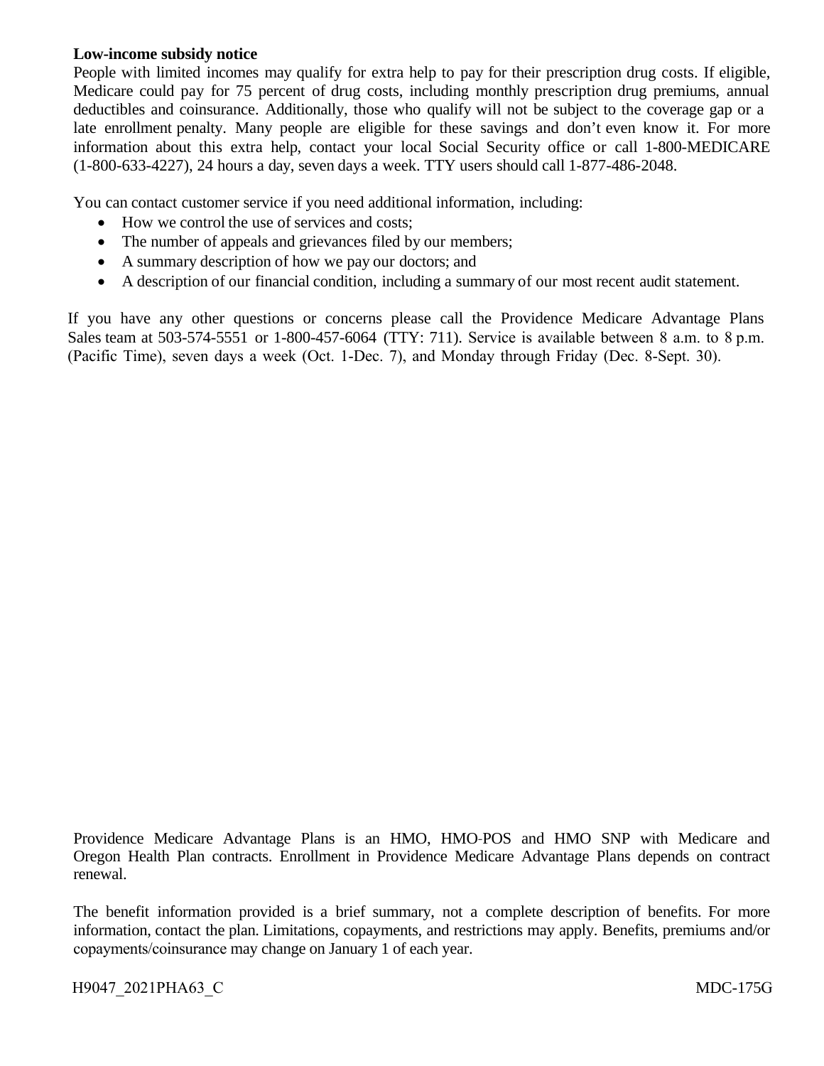**Low-income subsidy notice**

People with limited incomes may qualify for extra help to pay for their prescription drug costs. If eligible, Medicare could pay for 75 percent of drug costs, including monthly prescription drug premiums, annual deductibles and coinsurance. Additionally, those who qualify will not be subject to the coverage gap or a late enrollment penalty. Many people are eligible for these savings and don't even know it. For more information about this extra help, contact your local Social Security office or call 1-800-MEDICARE (1-800-633-4227), 24 hours a day, seven days a week. TTY users should call 1-877-486-2048.

You can contact customer service if you need additional information, including:

- How we control the use of services and costs;
- The number of appeals and grievances filed by our members;
- A summary description of how we pay our doctors; and
- A description of our financial condition, including a summary of our most recent audit statement.

If you have any other questions or concerns please call the Providence Medicare Advantage Plans Sales team at 503-574-5551 or 1-800-457-6064 (TTY: 711). Service is available between 8 a.m. to 8 p.m. (Pacific Time), seven days a week (Oct. 1-Dec. 7), and Monday through Friday (Dec. 8-Sept. 30).

Providence Medicare Advantage Plans is an HMO, HMO-POS and HMO SNP with Medicare and Oregon Health Plan contracts. Enrollment in Providence Medicare Advantage Plans depends on contract renewal.

The benefit information provided is a brief summary, not a complete description of benefits. For more information, contact the plan. Limitations, copayments, and restrictions may apply. Benefits, premiums and/or copayments/coinsurance may change on January 1 of each year.

H9047_2021PHA63_C MDC-175G